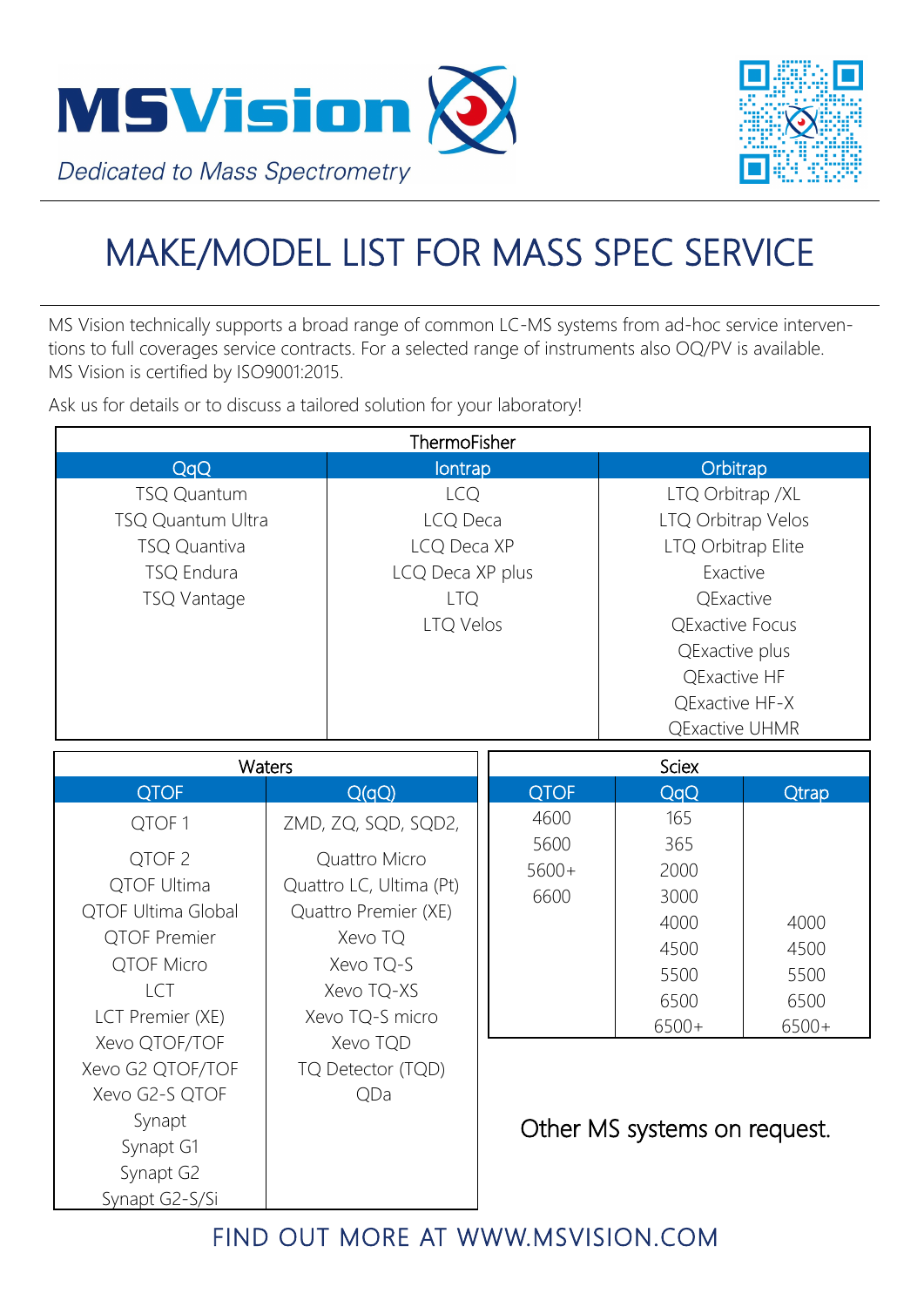MSVision

*Dedicated to Mass Spectrometry*

# MAKE/MODEL LIST FOR MASS SPEC SERVICE

MS Vision technically supports a broad range of common LC-MS systems from ad-hoc service interventions to full coverages service contracts. For a selected range of instruments also OQ/PV is available. MS Vision is certified by ISO9001:2015.

Ask us for details or to discuss a tailored solution for your laboratory!

| ThermoFisher | | |
|---|---|---|
| **QqQ** | **Iontrap** | **Orbitrap** |
| TSQ Quantum | LCQ | LTQ Orbitrap /XL |
| TSQ Quantum Ultra | LCQ Deca | LTQ Orbitrap Velos |
| TSQ Quantiva | LCQ Deca XP | LTQ Orbitrap Elite |
| TSQ Endura | LCQ Deca XP plus | Exactive |
| TSQ Vantage | LTQ | QExactive |
| | LTQ Velos | QExactive Focus |
| | | QExactive plus |
| | | QExactive HF |
| | | QExactive HF-X |
| | | QExactive UHMR |

| Waters | |
|---|---|
| **QTOF** | **Q(qQ)** |
| QTOF 1 | ZMD, ZQ, SQD, SQD2, |
| QTOF 2 | Quattro Micro |
| QTOF Ultima | Quattro LC, Ultima (Pt) |
| QTOF Ultima Global | Quattro Premier (XE) |
| QTOF Premier | Xevo TQ |
| QTOF Micro | Xevo TQ-S |
| LCT | Xevo TQ-XS |
| LCT Premier (XE) | Xevo TQ-S micro |
| Xevo QTOF/TOF | Xevo TQD |
| Xevo G2 QTOF/TOF | TQ Detector (TQD) |
| Xevo G2-S QTOF | QDa |
| Synapt | |
| Synapt G1 | |
| Synapt G2 | |
| Synapt G2-S/Si | |

| Sciex | | |
|---|---|---|
| **QTOF** | **QqQ** | **Qtrap** |
| 4600 | 165 | |
| 5600 | 365 | |
| 5600+ | 2000 | |
| 6600 | 3000 | |
| | 4000 | 4000 |
| | 4500 | 4500 |
| | 5500 | 5500 |
| | 6500 | 6500 |
| | 6500+ | 6500+ |

Other MS systems on request.

FIND OUT MORE AT WWW.MSVISION.COM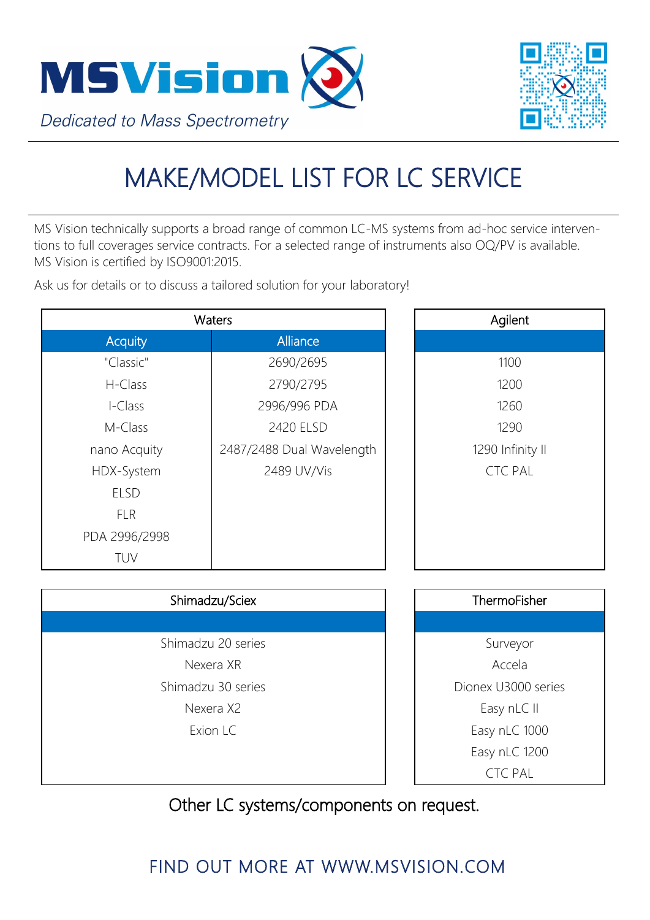**MSVision**

*Dedicated to Mass Spectrometry*

# MAKE/MODEL LIST FOR LC SERVICE

MS Vision technically supports a broad range of common LC-MS systems from ad-hoc service interventions to full coverages service contracts. For a selected range of instruments also OQ/PV is available. MS Vision is certified by ISO9001:2015.

Ask us for details or to discuss a tailored solution for your laboratory!

| Waters | |
|---|---|
| Acquity | Alliance |
| "Classic" | 2690/2695 |
| H-Class | 2790/2795 |
| I-Class | 2996/996 PDA |
| M-Class | 2420 ELSD |
| nano Acquity | 2487/2488 Dual Wavelength |
| HDX-System | 2489 UV/Vis |
| ELSD | |
| FLR | |
| PDA 2996/2998 | |
| TUV | |

| Agilent |
|---|
| 1100 |
| 1200 |
| 1260 |
| 1290 |
| 1290 Infinity II |
| CTC PAL |

| Shimadzu/Sciex |
|---|
| Shimadzu 20 series |
| Nexera XR |
| Shimadzu 30 series |
| Nexera X2 |
| Exion LC |

| ThermoFisher |
|---|
| Surveyor |
| Accela |
| Dionex U3000 series |
| Easy nLC II |
| Easy nLC 1000 |
| Easy nLC 1200 |
| CTC PAL |

Other LC systems/components on request.

FIND OUT MORE AT WWW.MSVISION.COM